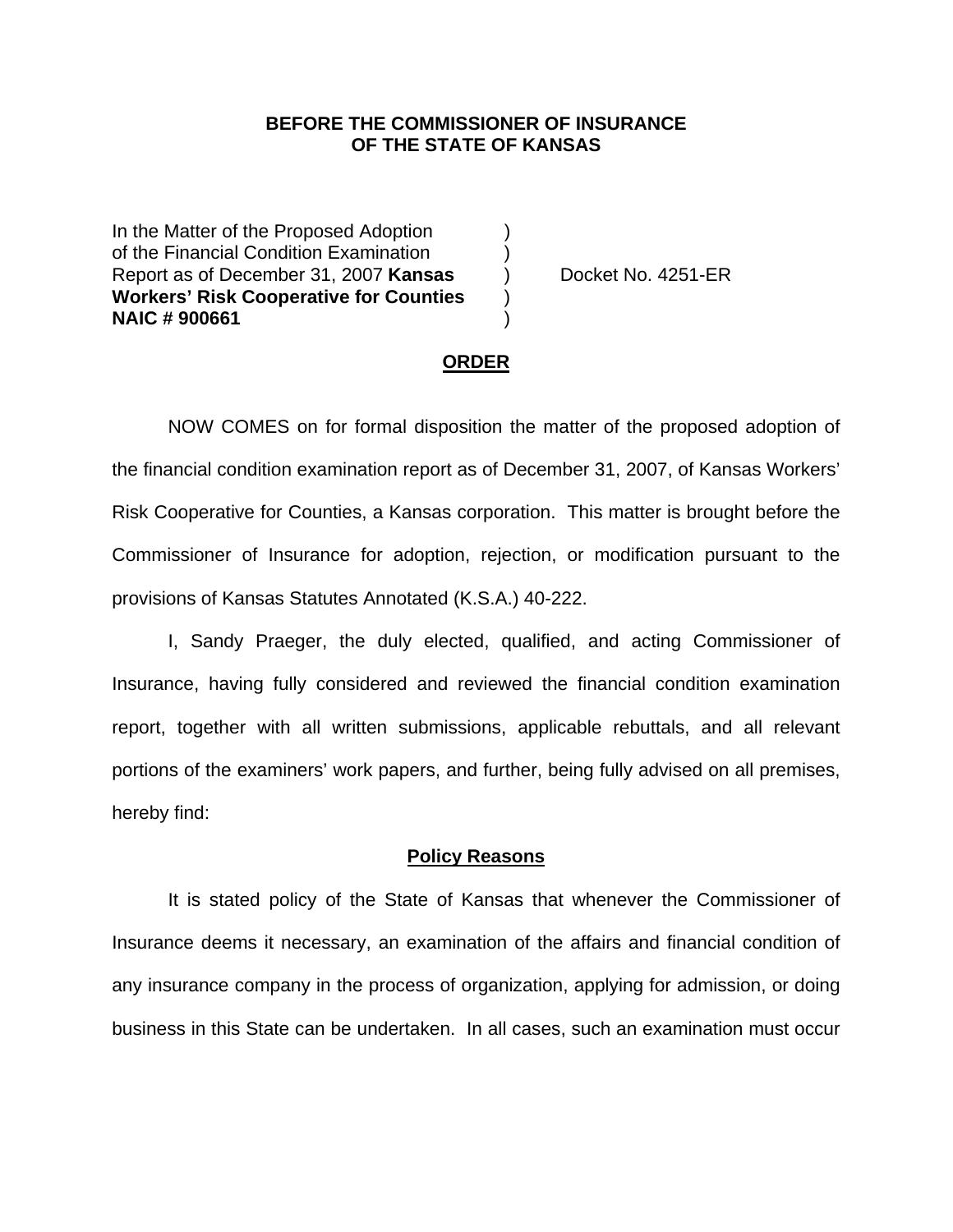**BEFORE THE COMMISSIONER OF INSURANCE**
**OF THE STATE OF KANSAS**

| | | |
|---|---|---|
| In the Matter of the Proposed Adoption of the Financial Condition Examination Report as of December 31, 2007 **Kansas Workers' Risk Cooperative for Counties NAIC # 900661** | ) | Docket No. 4251-ER |

**ORDER**

NOW COMES on for formal disposition the matter of the proposed adoption of the financial condition examination report as of December 31, 2007, of Kansas Workers' Risk Cooperative for Counties, a Kansas corporation. This matter is brought before the Commissioner of Insurance for adoption, rejection, or modification pursuant to the provisions of Kansas Statutes Annotated (K.S.A.) 40-222.

I, Sandy Praeger, the duly elected, qualified, and acting Commissioner of Insurance, having fully considered and reviewed the financial condition examination report, together with all written submissions, applicable rebuttals, and all relevant portions of the examiners' work papers, and further, being fully advised on all premises, hereby find:

**Policy Reasons**

It is stated policy of the State of Kansas that whenever the Commissioner of Insurance deems it necessary, an examination of the affairs and financial condition of any insurance company in the process of organization, applying for admission, or doing business in this State can be undertaken. In all cases, such an examination must occur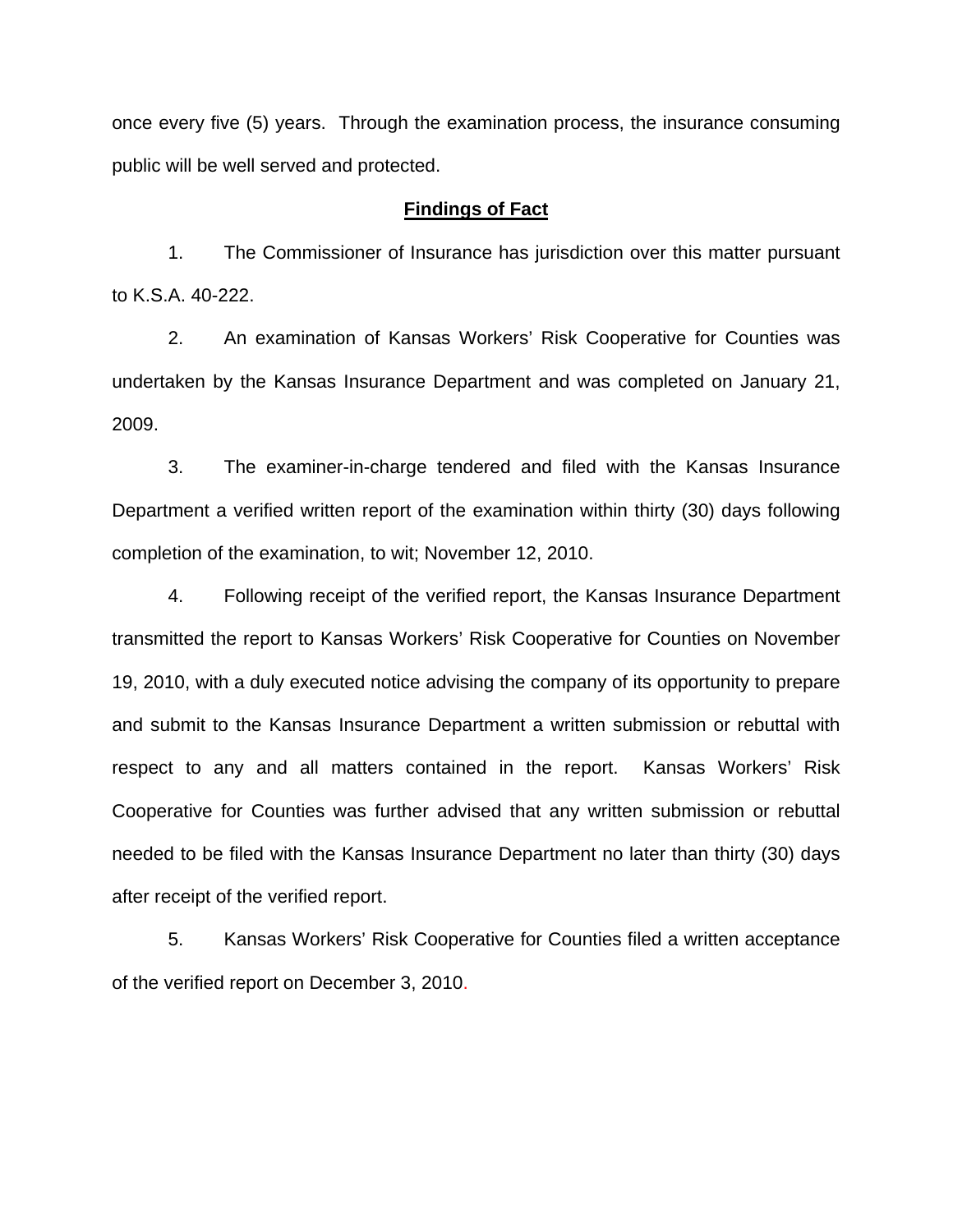once every five (5) years. Through the examination process, the insurance consuming public will be well served and protected.

**Findings of Fact**

1. The Commissioner of Insurance has jurisdiction over this matter pursuant to K.S.A. 40-222.

2. An examination of Kansas Workers' Risk Cooperative for Counties was undertaken by the Kansas Insurance Department and was completed on January 21, 2009.

3. The examiner-in-charge tendered and filed with the Kansas Insurance Department a verified written report of the examination within thirty (30) days following completion of the examination, to wit; November 12, 2010.

4. Following receipt of the verified report, the Kansas Insurance Department transmitted the report to Kansas Workers' Risk Cooperative for Counties on November 19, 2010, with a duly executed notice advising the company of its opportunity to prepare and submit to the Kansas Insurance Department a written submission or rebuttal with respect to any and all matters contained in the report. Kansas Workers' Risk Cooperative for Counties was further advised that any written submission or rebuttal needed to be filed with the Kansas Insurance Department no later than thirty (30) days after receipt of the verified report.

5. Kansas Workers' Risk Cooperative for Counties filed a written acceptance of the verified report on December 3, 2010.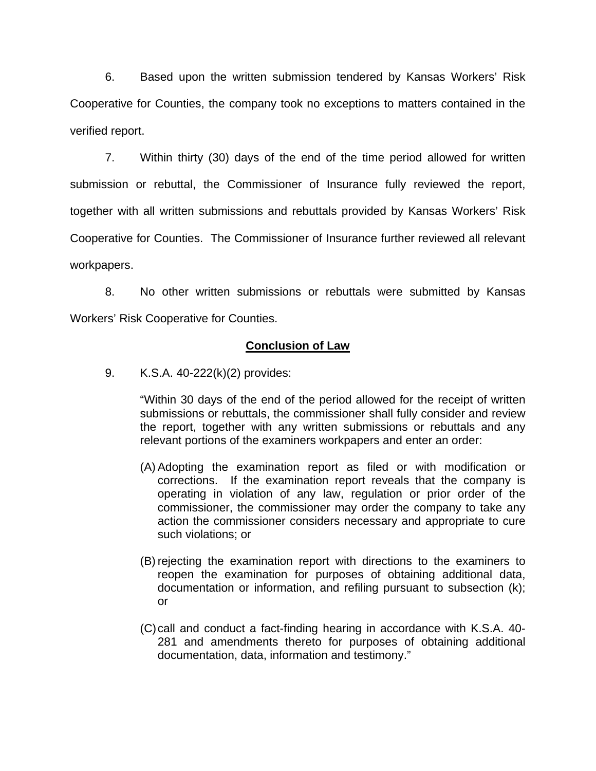6. Based upon the written submission tendered by Kansas Workers' Risk Cooperative for Counties, the company took no exceptions to matters contained in the verified report.

7. Within thirty (30) days of the end of the time period allowed for written submission or rebuttal, the Commissioner of Insurance fully reviewed the report, together with all written submissions and rebuttals provided by Kansas Workers' Risk Cooperative for Counties. The Commissioner of Insurance further reviewed all relevant workpapers.

8. No other written submissions or rebuttals were submitted by Kansas Workers' Risk Cooperative for Counties.

## Conclusion of Law

9. K.S.A. 40-222(k)(2) provides:

> "Within 30 days of the end of the period allowed for the receipt of written submissions or rebuttals, the commissioner shall fully consider and review the report, together with any written submissions or rebuttals and any relevant portions of the examiners workpapers and enter an order:
>
> (A) Adopting the examination report as filed or with modification or corrections. If the examination report reveals that the company is operating in violation of any law, regulation or prior order of the commissioner, the commissioner may order the company to take any action the commissioner considers necessary and appropriate to cure such violations; or
>
> (B) rejecting the examination report with directions to the examiners to reopen the examination for purposes of obtaining additional data, documentation or information, and refiling pursuant to subsection (k); or
>
> (C) call and conduct a fact-finding hearing in accordance with K.S.A. 40-281 and amendments thereto for purposes of obtaining additional documentation, data, information and testimony."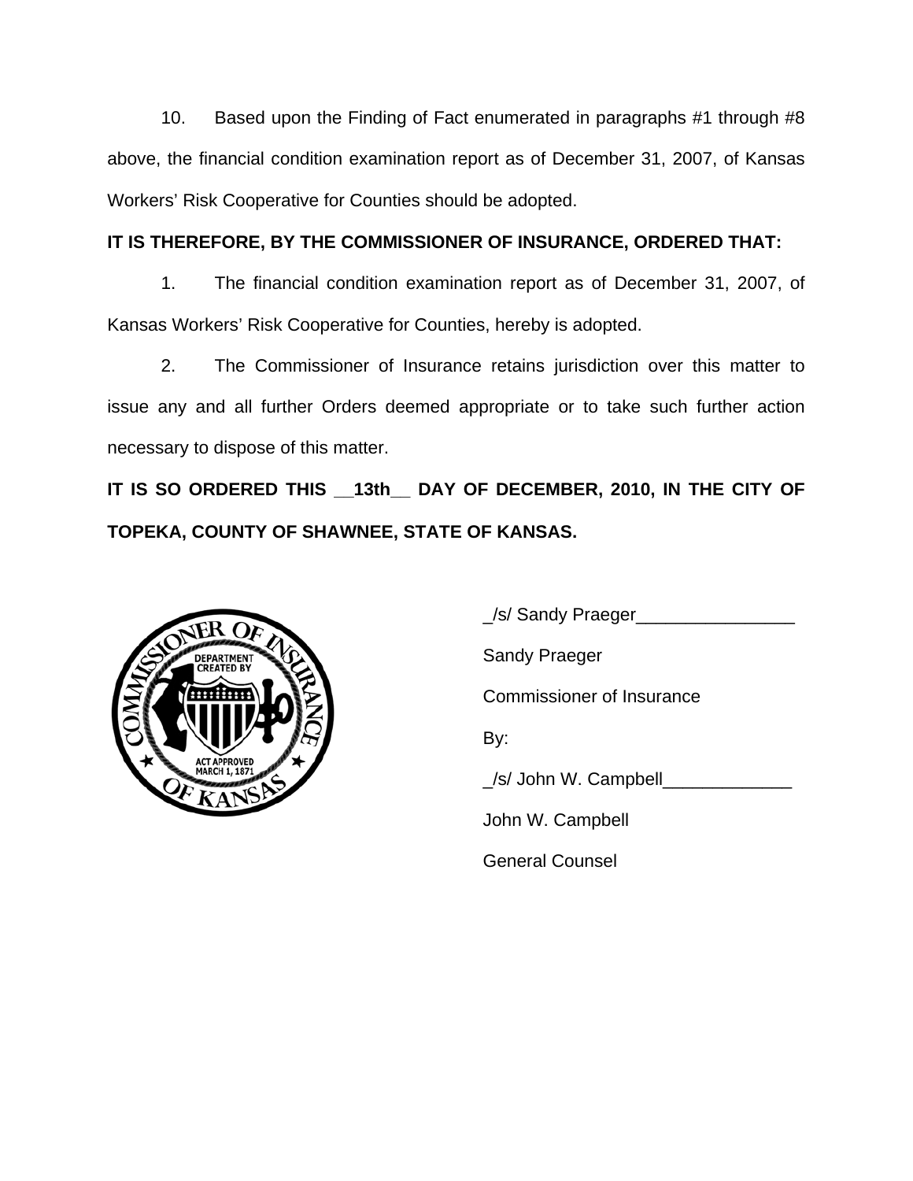10. Based upon the Finding of Fact enumerated in paragraphs #1 through #8 above, the financial condition examination report as of December 31, 2007, of Kansas Workers' Risk Cooperative for Counties should be adopted.

**IT IS THEREFORE, BY THE COMMISSIONER OF INSURANCE, ORDERED THAT:**

1. The financial condition examination report as of December 31, 2007, of Kansas Workers' Risk Cooperative for Counties, hereby is adopted.

2. The Commissioner of Insurance retains jurisdiction over this matter to issue any and all further Orders deemed appropriate or to take such further action necessary to dispose of this matter.

**IT IS SO ORDERED THIS __13th__ DAY OF DECEMBER, 2010, IN THE CITY OF TOPEKA, COUNTY OF SHAWNEE, STATE OF KANSAS.**

_/s/ Sandy Praeger________________

Sandy Praeger

Commissioner of Insurance

By:

_/s/ John W. Campbell_____________

John W. Campbell

General Counsel